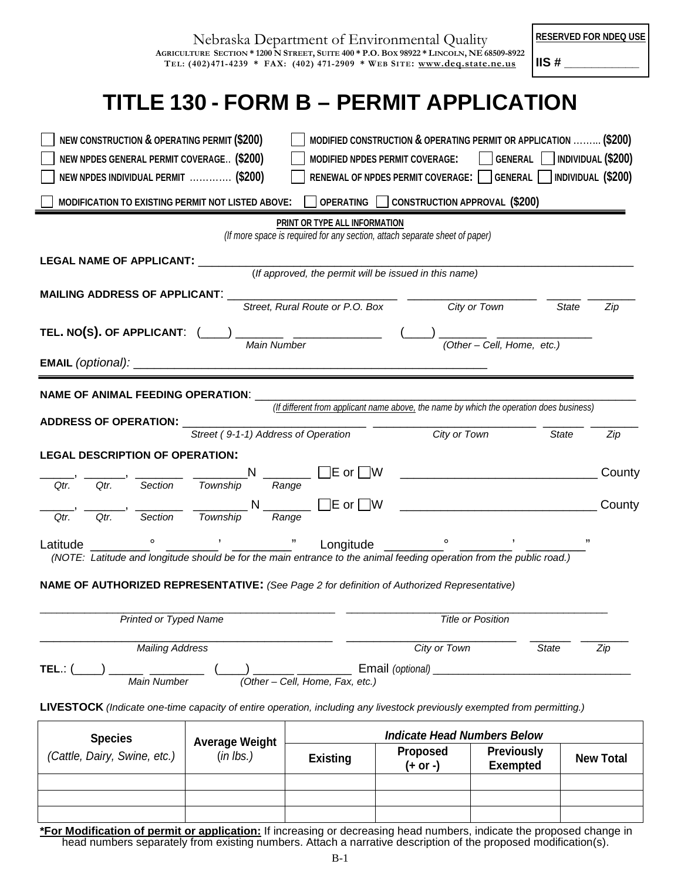Nebraska Department of Environmental Quality
AGRICULTURE SECTION * 1200 N STREET, SUITE 400 * P.O. BOX 98922 * LINCOLN, NE 68509-8922
TEL: (402)471-4239 * FAX: (402) 471-2909 * WEB SITE: www.deq.state.ne.us

**RESERVED FOR NDEQ USE**

**IIS #** ____________

# TITLE 130 - FORM B – PERMIT APPLICATION

☐ NEW CONSTRUCTION & OPERATING PERMIT **($200)**
☐ NEW NPDES GENERAL PERMIT COVERAGE.. **($200)**
☐ NEW NPDES INDIVIDUAL PERMIT ………… **($200)**
☐ MODIFIED CONSTRUCTION & OPERATING PERMIT OR APPLICATION ……… **($200)**
☐ MODIFIED NPDES PERMIT COVERAGE: ☐ GENERAL ☐ INDIVIDUAL **($200)**
☐ RENEWAL OF NPDES PERMIT COVERAGE: ☐ GENERAL ☐ INDIVIDUAL **($200)**

☐ MODIFICATION TO EXISTING PERMIT NOT LISTED ABOVE: ☐ OPERATING ☐ CONSTRUCTION APPROVAL **($200)**

**PRINT OR TYPE ALL INFORMATION**
*(If more space is required for any section, attach separate sheet of paper)*

**LEGAL NAME OF APPLICANT:** ______________________________________________
(*If approved, the permit will be issued in this name)*

**MAILING ADDRESS OF APPLICANT**: ________________________ ________________ _____ _______
*Street, Rural Route or P.O. Box* *City or Town* *State* *Zip*

**TEL. NO(S). OF APPLICANT**: (____) _______ ____________ (____) _______ ____________
*Main Number* *(Other – Cell, Home, etc.)*

**EMAIL** *(optional):* ________________________________________________

**NAME OF ANIMAL FEEDING OPERATION**: ______________________________________________
*(If different from applicant name above, the name by which the operation does business)*

**ADDRESS OF OPERATION:** ________________________ ________________ _____ _______
*Street ( 9-1-1) Address of Operation* *City or Town* *State* *Zip*

**LEGAL DESCRIPTION OF OPERATION:**

_____, ______, _______ ________N _______ ☐E or ☐W ____________________________ County
*Qtr.* *Qtr.* *Section* *Township* *Range*

_____, ______, _______ ________ N _______ ☐E or ☐W ____________________________ County
*Qtr.* *Qtr.* *Section* *Township* *Range*

Latitude ________° _______' ________" Longitude ________° _______' ________"
*(NOTE: Latitude and longitude should be for the main entrance to the animal feeding operation from the public road.)*

**NAME OF AUTHORIZED REPRESENTATIVE:** *(See Page 2 for definition of Authorized Representative)*

______________________________________ ______________________________________
*Printed or Typed Name* *Title or Position*

______________________________________ ________________ _____ _______
*Mailing Address* *City or Town* *State* *Zip*

**TEL.**: (____) _____ ________ (____) ______ ________ Email *(optional)* ________________________
*Main Number* *(Other – Cell, Home, Fax, etc.)*

**LIVESTOCK** *(Indicate one-time capacity of entire operation, including any livestock previously exempted from permitting.)*

| Species *(Cattle, Dairy, Swine, etc.)* | Average Weight (*in lbs.)* | *Indicate Head Numbers Below* | | | |
|---|---|---|---|---|---|
| | | Existing | Proposed (+ or -) | Previously Exempted | New Total |
| | | | | | |
| | | | | | |
| | | | | | |

**\*For Modification of permit or application:** If increasing or decreasing head numbers, indicate the proposed change in head numbers separately from existing numbers. Attach a narrative description of the proposed modification(s).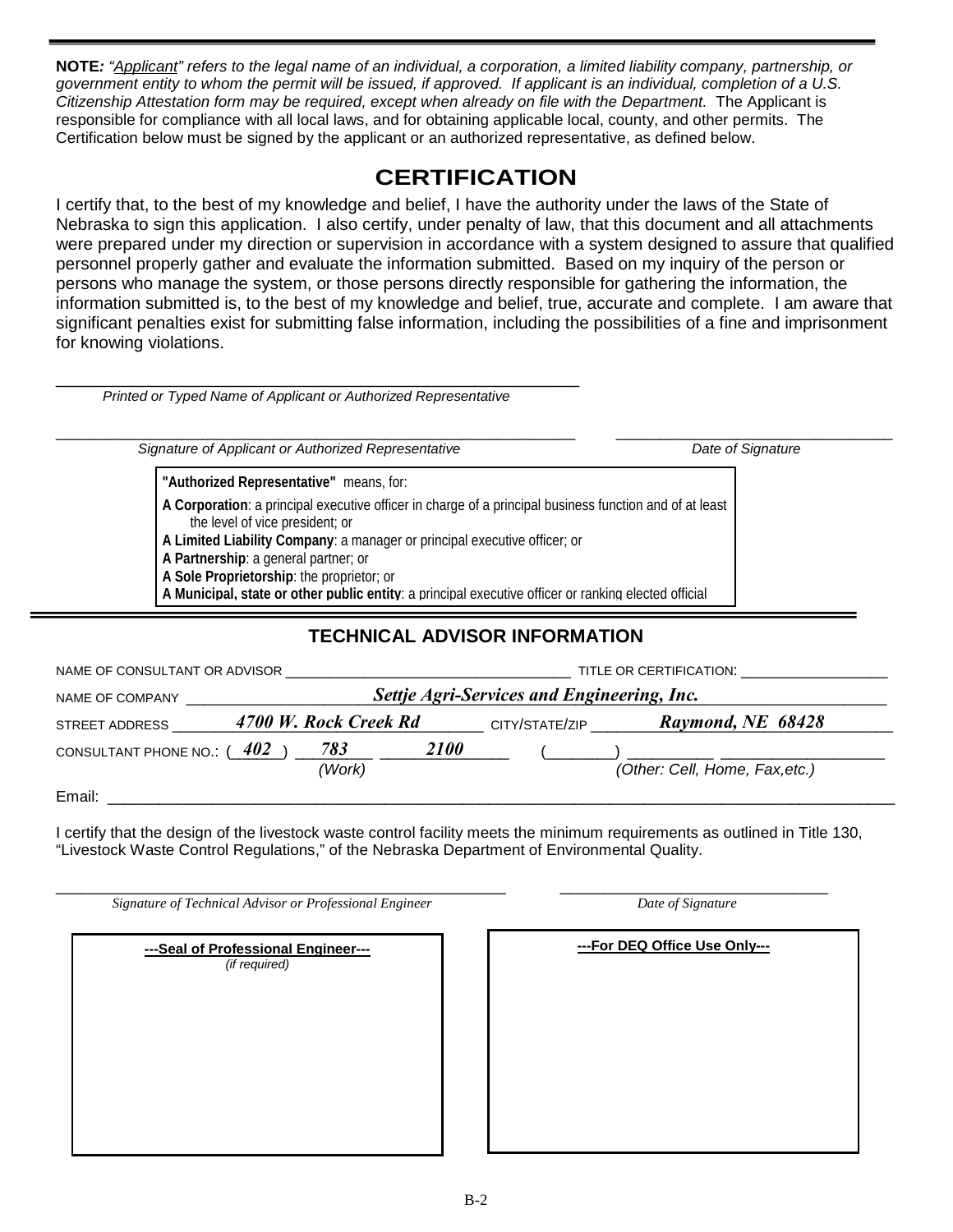**NOTE:** *"Applicant" refers to the legal name of an individual, a corporation, a limited liability company, partnership, or government entity to whom the permit will be issued, if approved. If applicant is an individual, completion of a U.S. Citizenship Attestation form may be required, except when already on file with the Department.* The Applicant is responsible for compliance with all local laws, and for obtaining applicable local, county, and other permits. The Certification below must be signed by the applicant or an authorized representative, as defined below.

# CERTIFICATION

I certify that, to the best of my knowledge and belief, I have the authority under the laws of the State of Nebraska to sign this application. I also certify, under penalty of law, that this document and all attachments were prepared under my direction or supervision in accordance with a system designed to assure that qualified personnel properly gather and evaluate the information submitted. Based on my inquiry of the person or persons who manage the system, or those persons directly responsible for gathering the information, the information submitted is, to the best of my knowledge and belief, true, accurate and complete. I am aware that significant penalties exist for submitting false information, including the possibilities of a fine and imprisonment for knowing violations.

______________________________________________
*Printed or Typed Name of Applicant or Authorized Representative*

______________________________________________ ______________________
*Signature of Applicant or Authorized Representative* *Date of Signature*

**"Authorized Representative"** means, for:
**A Corporation**: a principal executive officer in charge of a principal business function and of at least the level of vice president; or
**A Limited Liability Company**: a manager or principal executive officer; or
**A Partnership**: a general partner; or
**A Sole Proprietorship**: the proprietor; or
**A Municipal, state or other public entity**: a principal executive officer or ranking elected official

## TECHNICAL ADVISOR INFORMATION

NAME OF CONSULTANT OR ADVISOR ______________________ TITLE OR CERTIFICATION: ______________

NAME OF COMPANY *Settje Agri-Services and Engineering, Inc.*

STREET ADDRESS *4700 W. Rock Creek Rd* CITY/STATE/ZIP *Raymond, NE 68428*

CONSULTANT PHONE NO.: ( *402* ) *783* *2100* (Work) (______) ______ ______ (Other: Cell, Home, Fax,etc.)

Email: ______________________________________________

I certify that the design of the livestock waste control facility meets the minimum requirements as outlined in Title 130, "Livestock Waste Control Regulations," of the Nebraska Department of Environmental Quality.

______________________________________________ ______________________
*Signature of Technical Advisor or Professional Engineer* *Date of Signature*

**---Seal of Professional Engineer---**
*(if required)*

**---For DEQ Office Use Only---**